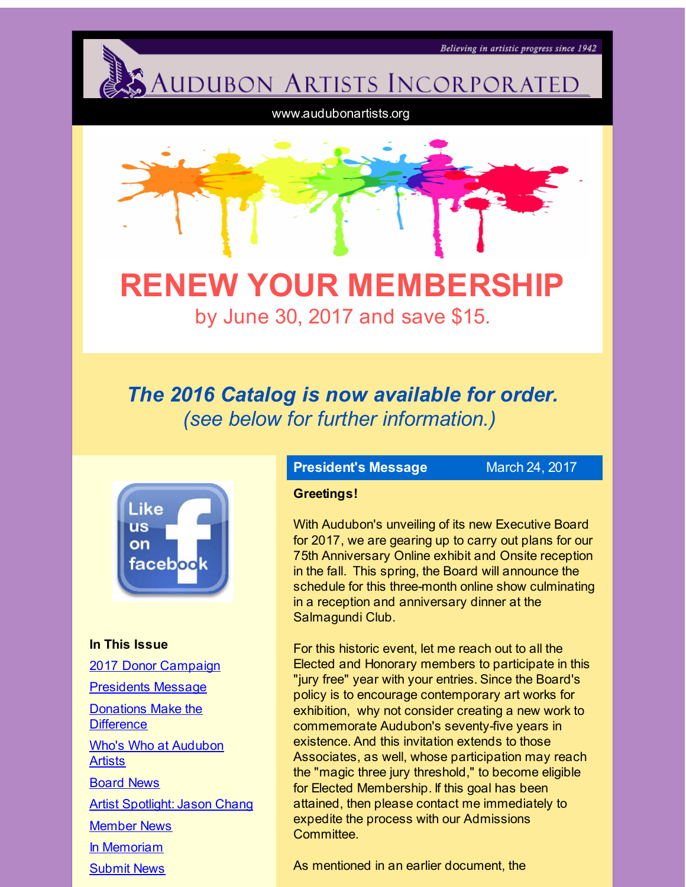Believing in artistic progress since 1942

# Audubon Artists Incorporated

www.audubonartists.org

# RENEW YOUR MEMBERSHIP

by June 30, 2017 and save $15.

***The 2016 Catalog is now available for order.***
*(see below for further information.)*

Like us on facebook

**In This Issue**

- 2017 Donor Campaign
- Presidents Message
- Donations Make the Difference
- Who's Who at Audubon Artists
- Board News
- Artist Spotlight: Jason Chang
- Member News
- In Memoriam
- Submit News

## President's Message

March 24, 2017

**Greetings!**

With Audubon's unveiling of its new Executive Board for 2017, we are gearing up to carry out plans for our 75th Anniversary Online exhibit and Onsite reception in the fall. This spring, the Board will announce the schedule for this three-month online show culminating in a reception and anniversary dinner at the Salmagundi Club.

For this historic event, let me reach out to all the Elected and Honorary members to participate in this "jury free" year with your entries. Since the Board's policy is to encourage contemporary art works for exhibition, why not consider creating a new work to commemorate Audubon's seventy-five years in existence. And this invitation extends to those Associates, as well, whose participation may reach the "magic three jury threshold," to become eligible for Elected Membership. If this goal has been attained, then please contact me immediately to expedite the process with our Admissions Committee.

As mentioned in an earlier document, the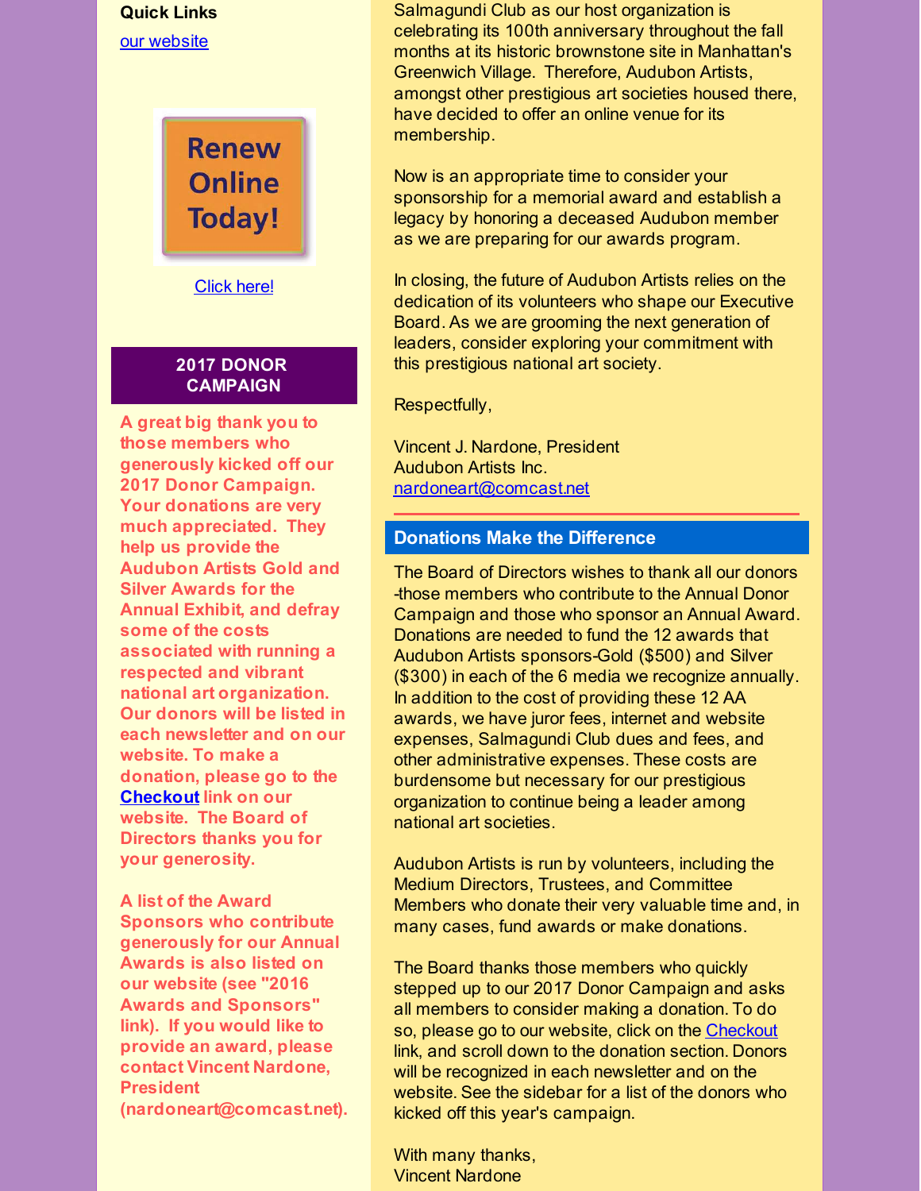**Quick Links**

[our website]

Renew Online Today!

[Click here!]

## 2017 DONOR CAMPAIGN

**A great big thank you to those members who generously kicked off our 2017 Donor Campaign. Your donations are very much appreciated. They help us provide the Audubon Artists Gold and Silver Awards for the Annual Exhibit, and defray some of the costs associated with running a respected and vibrant national art organization. Our donors will be listed in each newsletter and on our website. To make a donation, please go to the Checkout link on our website. The Board of Directors thanks you for your generosity.**

**A list of the Award Sponsors who contribute generously for our Annual Awards is also listed on our website (see "2016 Awards and Sponsors" link). If you would like to provide an award, please contact Vincent Nardone, President (nardoneart@comcast.net).**

Salmagundi Club as our host organization is celebrating its 100th anniversary throughout the fall months at its historic brownstone site in Manhattan's Greenwich Village. Therefore, Audubon Artists, amongst other prestigious art societies housed there, have decided to offer an online venue for its membership.

Now is an appropriate time to consider your sponsorship for a memorial award and establish a legacy by honoring a deceased Audubon member as we are preparing for our awards program.

In closing, the future of Audubon Artists relies on the dedication of its volunteers who shape our Executive Board. As we are grooming the next generation of leaders, consider exploring your commitment with this prestigious national art society.

Respectfully,

Vincent J. Nardone, President
Audubon Artists Inc.
nardoneart@comcast.net

## Donations Make the Difference

The Board of Directors wishes to thank all our donors -those members who contribute to the Annual Donor Campaign and those who sponsor an Annual Award. Donations are needed to fund the 12 awards that Audubon Artists sponsors-Gold ($500) and Silver ($300) in each of the 6 media we recognize annually. In addition to the cost of providing these 12 AA awards, we have juror fees, internet and website expenses, Salmagundi Club dues and fees, and other administrative expenses. These costs are burdensome but necessary for our prestigious organization to continue being a leader among national art societies.

Audubon Artists is run by volunteers, including the Medium Directors, Trustees, and Committee Members who donate their very valuable time and, in many cases, fund awards or make donations.

The Board thanks those members who quickly stepped up to our 2017 Donor Campaign and asks all members to consider making a donation. To do so, please go to our website, click on the Checkout link, and scroll down to the donation section. Donors will be recognized in each newsletter and on the website. See the sidebar for a list of the donors who kicked off this year's campaign.

With many thanks,
Vincent Nardone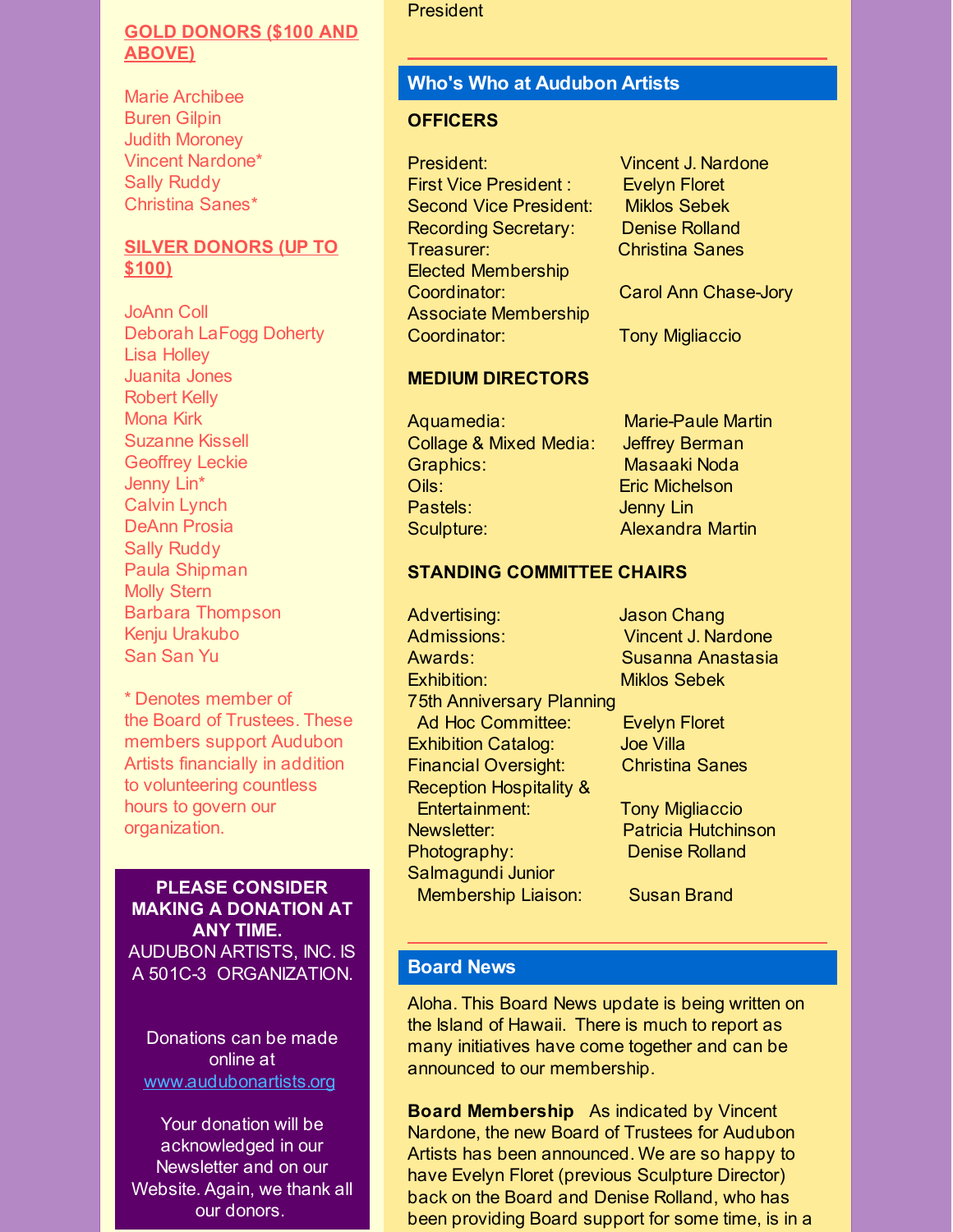**GOLD DONORS ($100 AND ABOVE)**

Marie Archibee
Buren Gilpin
Judith Moroney
Vincent Nardone*
Sally Ruddy
Christina Sanes*

**SILVER DONORS (UP TO $100)**

JoAnn Coll
Deborah LaFogg Doherty
Lisa Holley
Juanita Jones
Robert Kelly
Mona Kirk
Suzanne Kissell
Geoffrey Leckie
Jenny Lin*
Calvin Lynch
DeAnn Prosia
Sally Ruddy
Paula Shipman
Molly Stern
Barbara Thompson
Kenju Urakubo
San San Yu

* Denotes member of the Board of Trustees. These members support Audubon Artists financially in addition to volunteering countless hours to govern our organization.

**PLEASE CONSIDER MAKING A DONATION AT ANY TIME.**
AUDUBON ARTISTS, INC. IS A 501C-3 ORGANIZATION.

Donations can be made online at www.audubonartists.org

Your donation will be acknowledged in our Newsletter and on our Website. Again, we thank all our donors.

President

## Who's Who at Audubon Artists

### OFFICERS

| | |
|---|---|
| President: | Vincent J. Nardone |
| First Vice President : | Evelyn Floret |
| Second Vice President: | Miklos Sebek |
| Recording Secretary: | Denise Rolland |
| Treasurer: | Christina Sanes |
| Elected Membership Coordinator: | Carol Ann Chase-Jory |
| Associate Membership Coordinator: | Tony Migliaccio |

### MEDIUM DIRECTORS

| | |
|---|---|
| Aquamedia: | Marie-Paule Martin |
| Collage & Mixed Media: | Jeffrey Berman |
| Graphics: | Masaaki Noda |
| Oils: | Eric Michelson |
| Pastels: | Jenny Lin |
| Sculpture: | Alexandra Martin |

### STANDING COMMITTEE CHAIRS

| | |
|---|---|
| Advertising: | Jason Chang |
| Admissions: | Vincent J. Nardone |
| Awards: | Susanna Anastasia |
| Exhibition: | Miklos Sebek |
| 75th Anniversary Planning Ad Hoc Committee: | Evelyn Floret |
| Exhibition Catalog: | Joe Villa |
| Financial Oversight: | Christina Sanes |
| Reception Hospitality & Entertainment: | Tony Migliaccio |
| Newsletter: | Patricia Hutchinson |
| Photography: | Denise Rolland |
| Salmagundi Junior Membership Liaison: | Susan Brand |

## Board News

Aloha. This Board News update is being written on the Island of Hawaii. There is much to report as many initiatives have come together and can be announced to our membership.

**Board Membership** As indicated by Vincent Nardone, the new Board of Trustees for Audubon Artists has been announced. We are so happy to have Evelyn Floret (previous Sculpture Director) back on the Board and Denise Rolland, who has been providing Board support for some time, is in a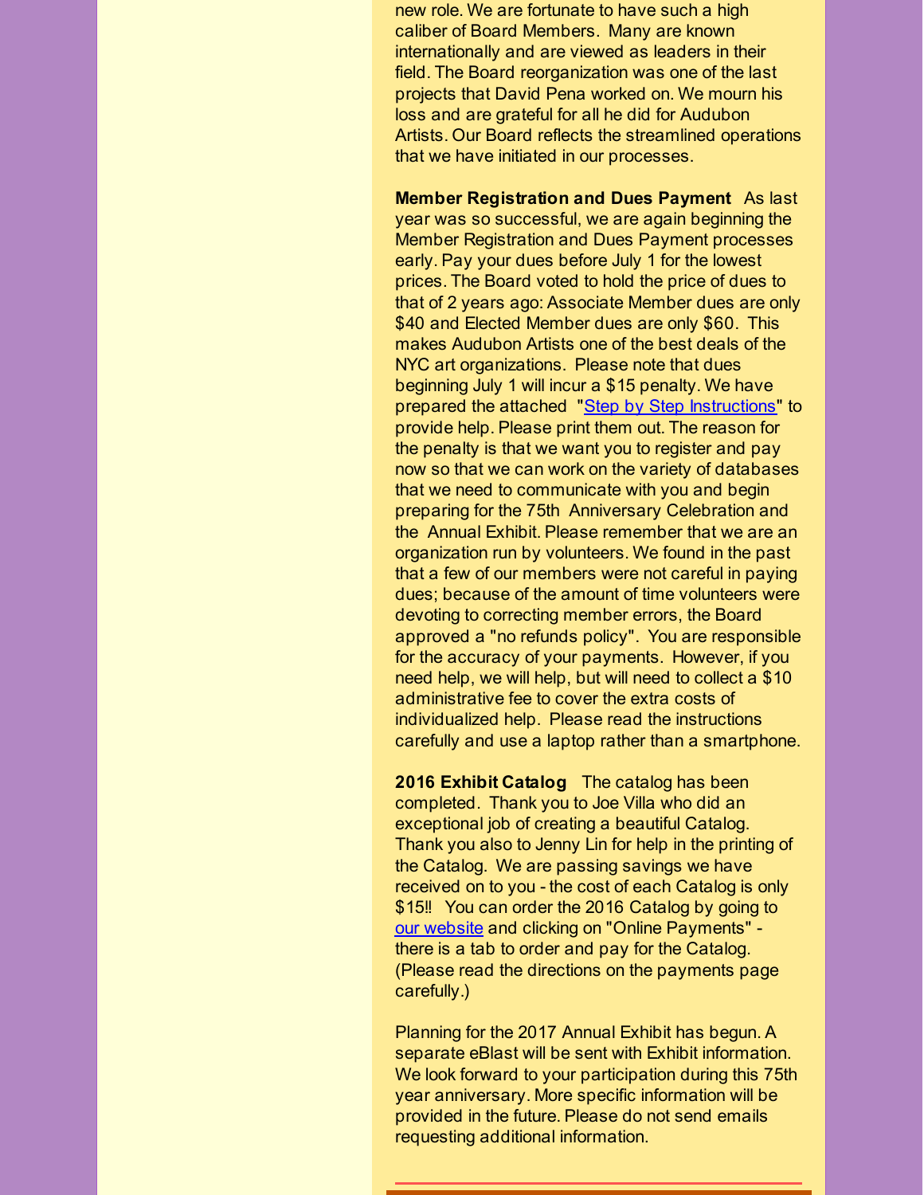new role. We are fortunate to have such a high caliber of Board Members. Many are known internationally and are viewed as leaders in their field. The Board reorganization was one of the last projects that David Pena worked on. We mourn his loss and are grateful for all he did for Audubon Artists. Our Board reflects the streamlined operations that we have initiated in our processes.

**Member Registration and Dues Payment** As last year was so successful, we are again beginning the Member Registration and Dues Payment processes early. Pay your dues before July 1 for the lowest prices. The Board voted to hold the price of dues to that of 2 years ago: Associate Member dues are only $40 and Elected Member dues are only $60. This makes Audubon Artists one of the best deals of the NYC art organizations. Please note that dues beginning July 1 will incur a $15 penalty. We have prepared the attached "[Step by Step Instructions]" to provide help. Please print them out. The reason for the penalty is that we want you to register and pay now so that we can work on the variety of databases that we need to communicate with you and begin preparing for the 75th Anniversary Celebration and the Annual Exhibit. Please remember that we are an organization run by volunteers. We found in the past that a few of our members were not careful in paying dues; because of the amount of time volunteers were devoting to correcting member errors, the Board approved a "no refunds policy". You are responsible for the accuracy of your payments. However, if you need help, we will help, but will need to collect a $10 administrative fee to cover the extra costs of individualized help. Please read the instructions carefully and use a laptop rather than a smartphone.

**2016 Exhibit Catalog** The catalog has been completed. Thank you to Joe Villa who did an exceptional job of creating a beautiful Catalog. Thank you also to Jenny Lin for help in the printing of the Catalog. We are passing savings we have received on to you - the cost of each Catalog is only $15!! You can order the 2016 Catalog by going to [our website] and clicking on "Online Payments" - there is a tab to order and pay for the Catalog. (Please read the directions on the payments page carefully.)

Planning for the 2017 Annual Exhibit has begun. A separate eBlast will be sent with Exhibit information. We look forward to your participation during this 75th year anniversary. More specific information will be provided in the future. Please do not send emails requesting additional information.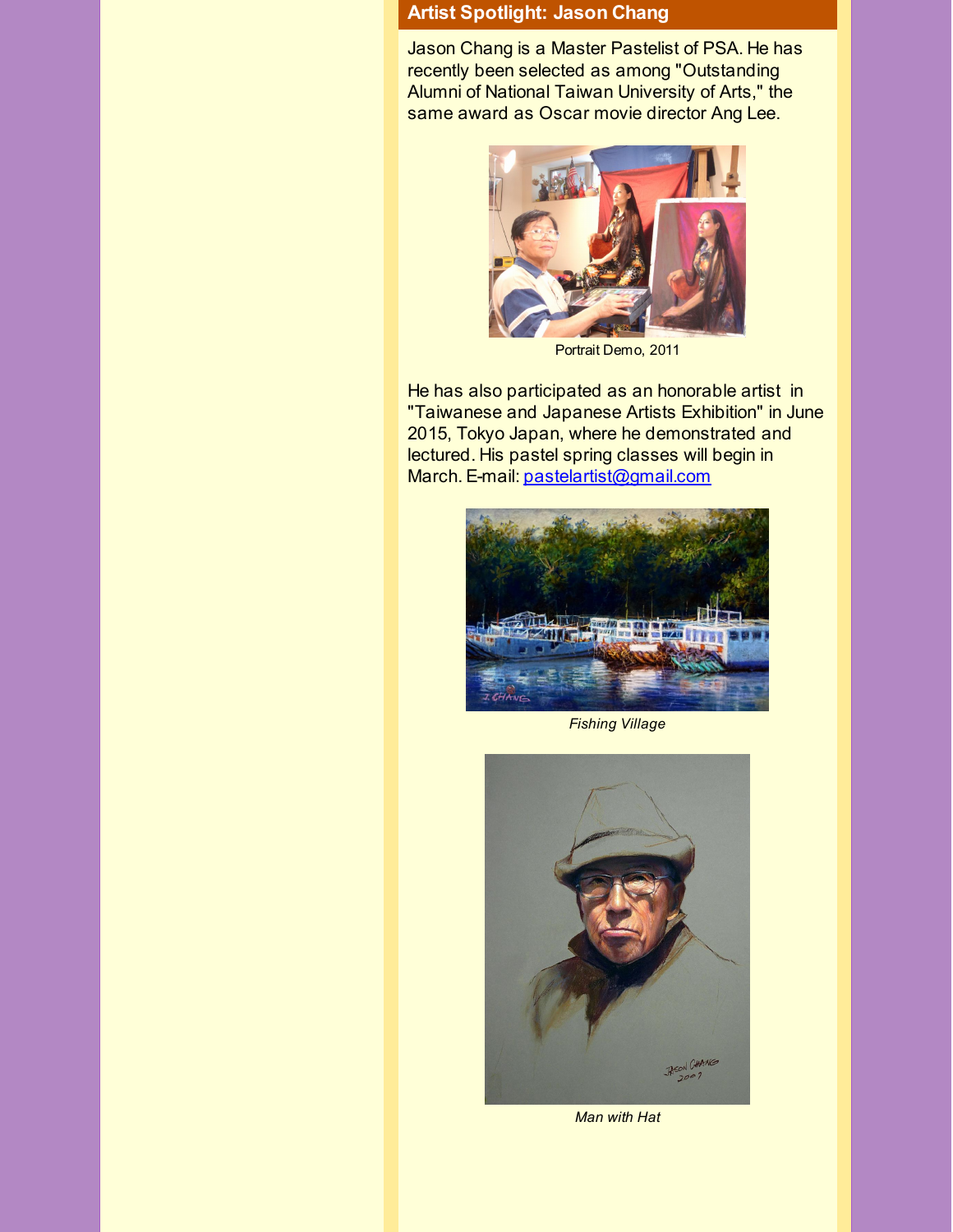## Artist Spotlight: Jason Chang

Jason Chang is a Master Pastelist of PSA. He has recently been selected as among "Outstanding Alumni of National Taiwan University of Arts," the same award as Oscar movie director Ang Lee.

Portrait Demo, 2011

He has also participated as an honorable artist in "Taiwanese and Japanese Artists Exhibition" in June 2015, Tokyo Japan, where he demonstrated and lectured. His pastel spring classes will begin in March. E-mail: pastelartist@gmail.com

*Fishing Village*

*Man with Hat*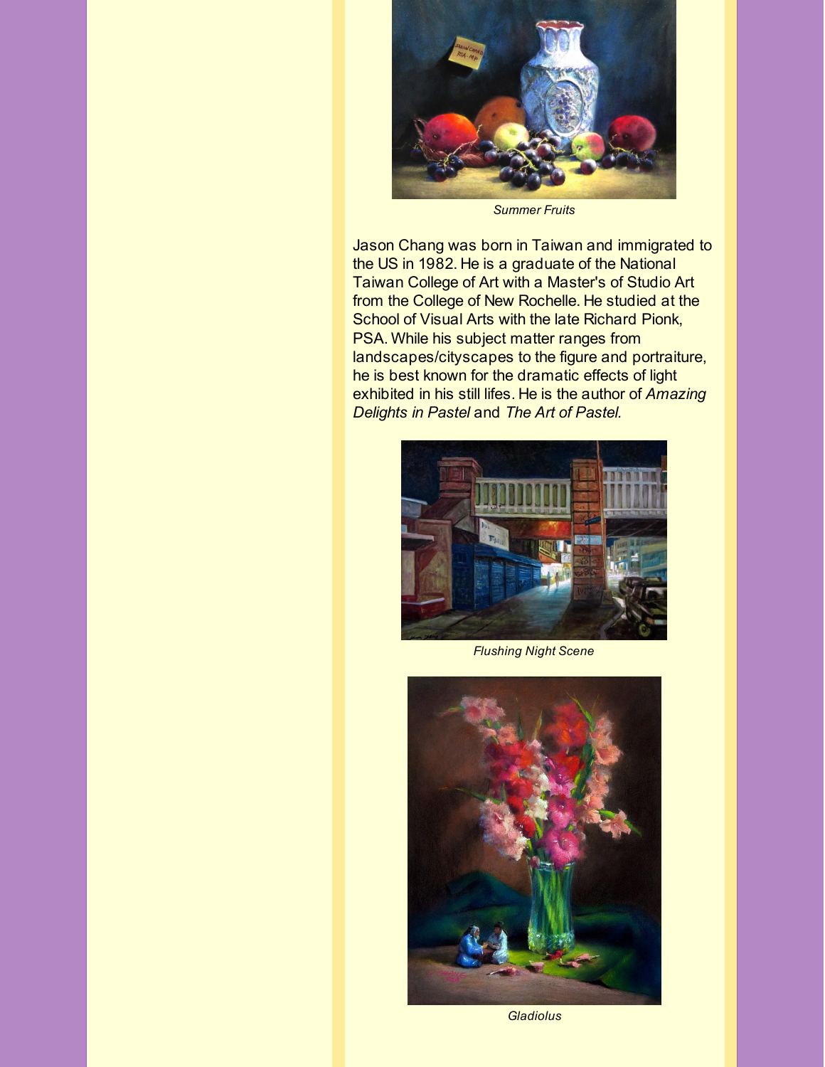*Summer Fruits*

Jason Chang was born in Taiwan and immigrated to the US in 1982. He is a graduate of the National Taiwan College of Art with a Master's of Studio Art from the College of New Rochelle. He studied at the School of Visual Arts with the late Richard Pionk, PSA. While his subject matter ranges from landscapes/cityscapes to the figure and portraiture, he is best known for the dramatic effects of light exhibited in his still lifes. He is the author of *Amazing Delights in Pastel* and *The Art of Pastel.*

*Flushing Night Scene*

*Gladiolus*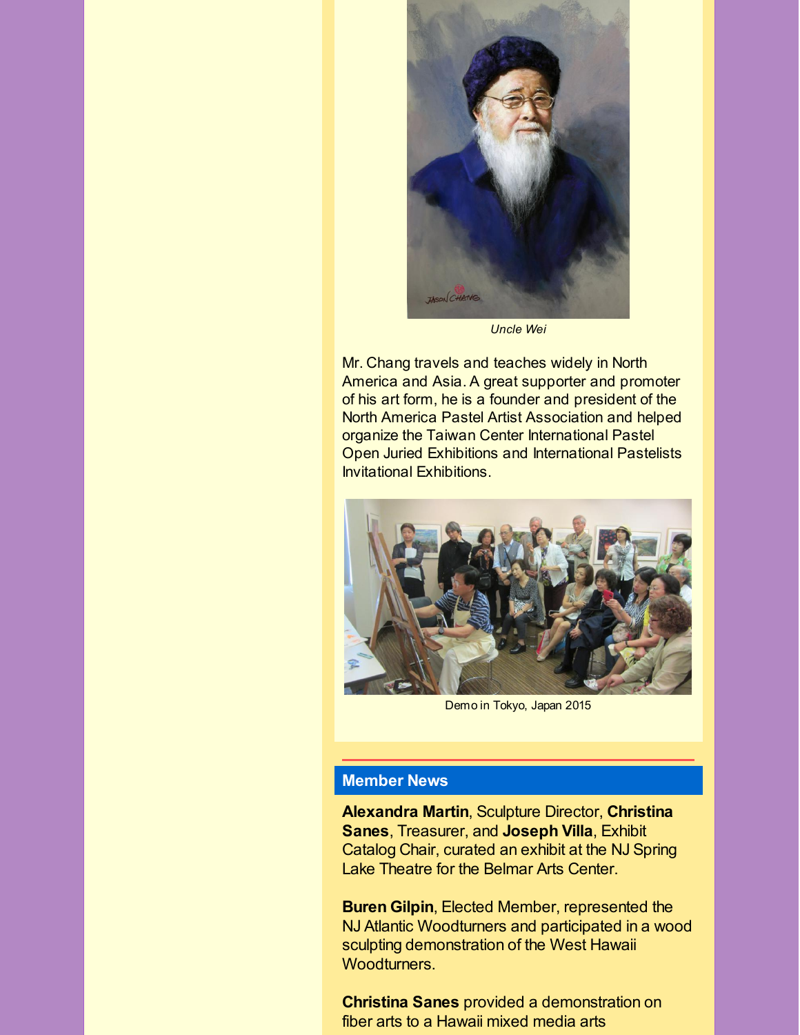*Uncle Wei*

Mr. Chang travels and teaches widely in North America and Asia. A great supporter and promoter of his art form, he is a founder and president of the North America Pastel Artist Association and helped organize the Taiwan Center International Pastel Open Juried Exhibitions and International Pastelists Invitational Exhibitions.

Demo in Tokyo, Japan 2015

## Member News

**Alexandra Martin**, Sculpture Director, **Christina Sanes**, Treasurer, and **Joseph Villa**, Exhibit Catalog Chair, curated an exhibit at the NJ Spring Lake Theatre for the Belmar Arts Center.

**Buren Gilpin**, Elected Member, represented the NJ Atlantic Woodturners and participated in a wood sculpting demonstration of the West Hawaii Woodturners.

**Christina Sanes** provided a demonstration on fiber arts to a Hawaii mixed media arts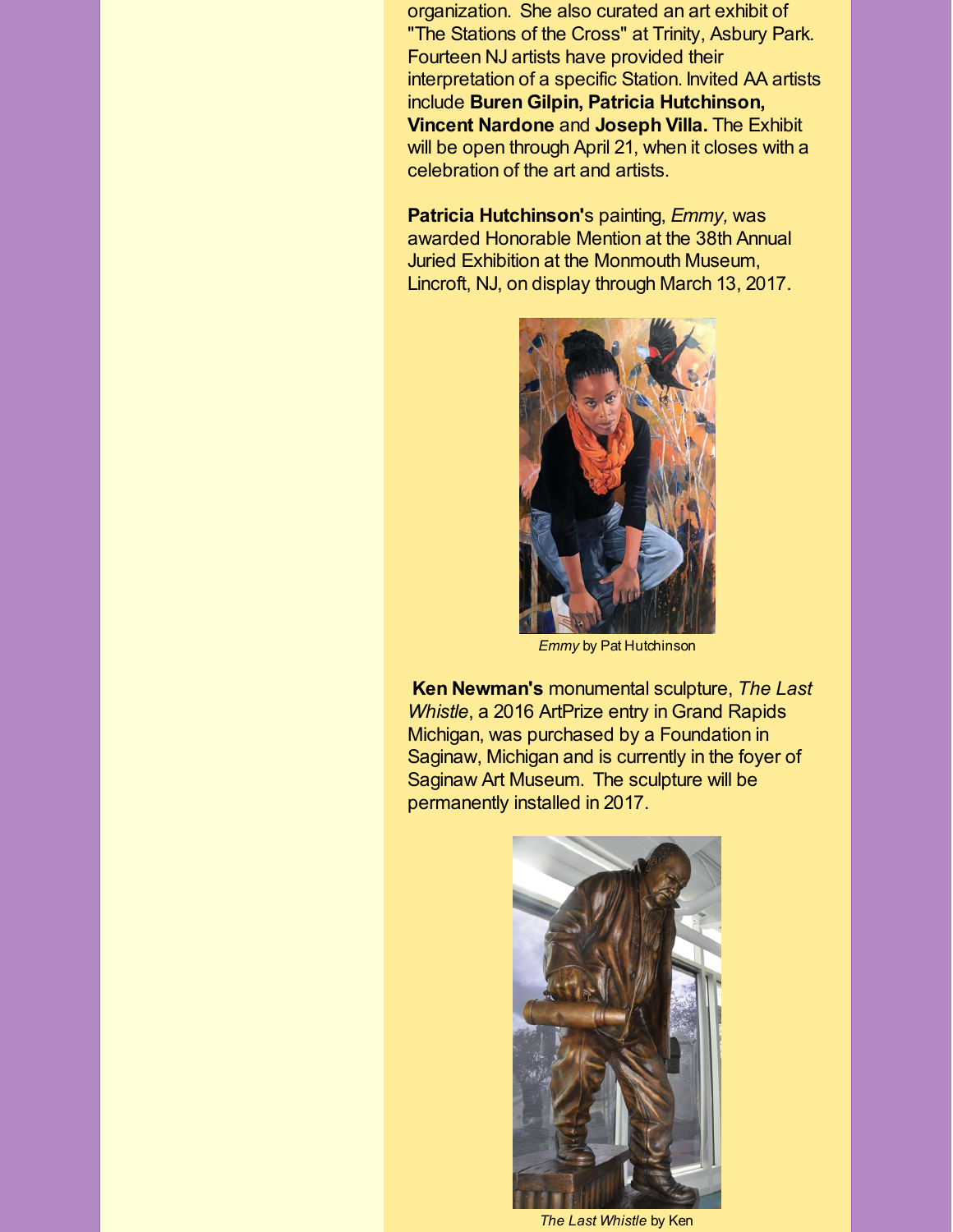organization. She also curated an art exhibit of "The Stations of the Cross" at Trinity, Asbury Park. Fourteen NJ artists have provided their interpretation of a specific Station. Invited AA artists include **Buren Gilpin, Patricia Hutchinson, Vincent Nardone** and **Joseph Villa.** The Exhibit will be open through April 21, when it closes with a celebration of the art and artists.

**Patricia Hutchinson'**s painting, *Emmy,* was awarded Honorable Mention at the 38th Annual Juried Exhibition at the Monmouth Museum, Lincroft, NJ, on display through March 13, 2017.

*Emmy* by Pat Hutchinson

**Ken Newman's** monumental sculpture, *The Last Whistle*, a 2016 ArtPrize entry in Grand Rapids Michigan, was purchased by a Foundation in Saginaw, Michigan and is currently in the foyer of Saginaw Art Museum. The sculpture will be permanently installed in 2017.

*The Last Whistle* by Ken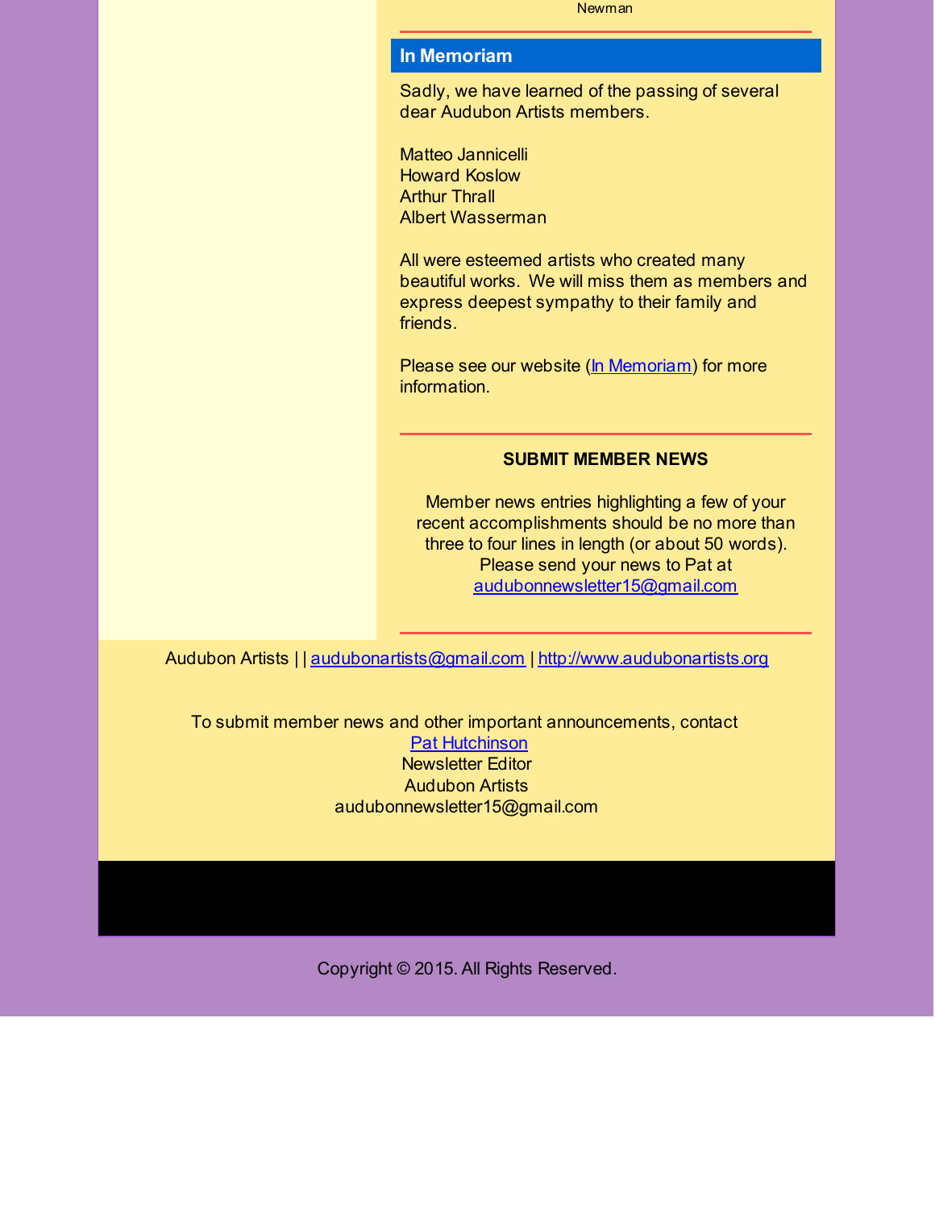Newman

## In Memoriam

Sadly, we have learned of the passing of several dear Audubon Artists members.

Matteo Jannicelli
Howard Koslow
Arthur Thrall
Albert Wasserman

All were esteemed artists who created many beautiful works. We will miss them as members and express deepest sympathy to their family and friends.

Please see our website (In Memoriam) for more information.

**SUBMIT MEMBER NEWS**

Member news entries highlighting a few of your recent accomplishments should be no more than three to four lines in length (or about 50 words). Please send your news to Pat at audubonnewsletter15@gmail.com

Audubon Artists | | audubonartists@gmail.com | http://www.audubonartists.org

To submit member news and other important announcements, contact
Pat Hutchinson
Newsletter Editor
Audubon Artists
audubonnewsletter15@gmail.com

Copyright © 2015. All Rights Reserved.